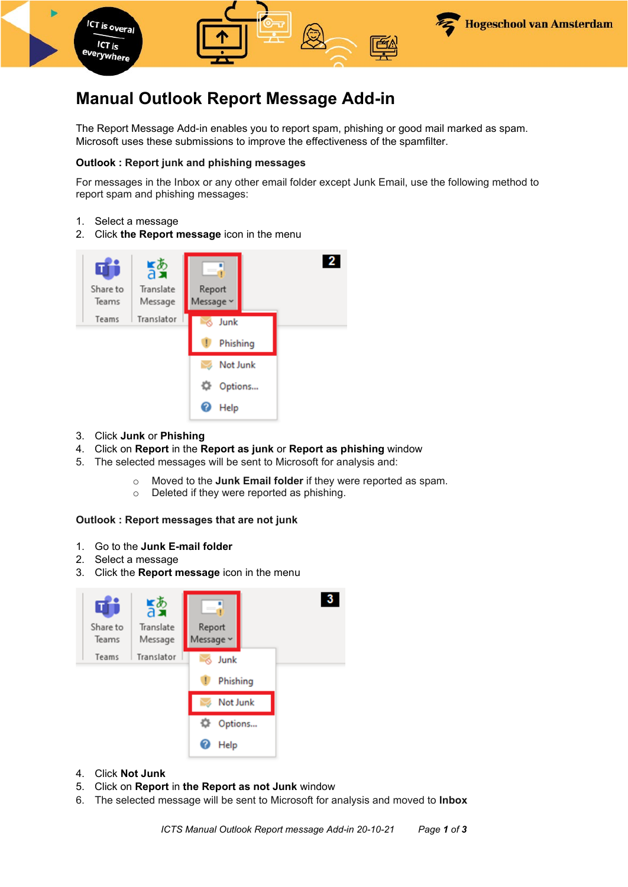# Manual Outlook Report Message Add-in

The Report Message Add-in enables you to report spam, phishing or good mail marked as spam. Microsoft uses these submissions to improve the effectiveness of the spamfilter.

**Outlook : Report junk and phishing messages**

For messages in the Inbox or any other email folder except Junk Email, use the following method to report spam and phishing messages:

1. Select a message
2. Click **the Report message** icon in the menu
3. Click **Junk** or **Phishing**
4. Click on **Report** in the **Report as junk** or **Report as phishing** window
5. The selected messages will be sent to Microsoft for analysis and:
   - Moved to the **Junk Email folder** if they were reported as spam.
   - Deleted if they were reported as phishing.

**Outlook : Report messages that are not junk**

1. Go to the **Junk E-mail folder**
2. Select a message
3. Click the **Report message** icon in the menu
4. Click **Not Junk**
5. Click on **Report** in **the Report as not Junk** window
6. The selected message will be sent to Microsoft for analysis and moved to **Inbox**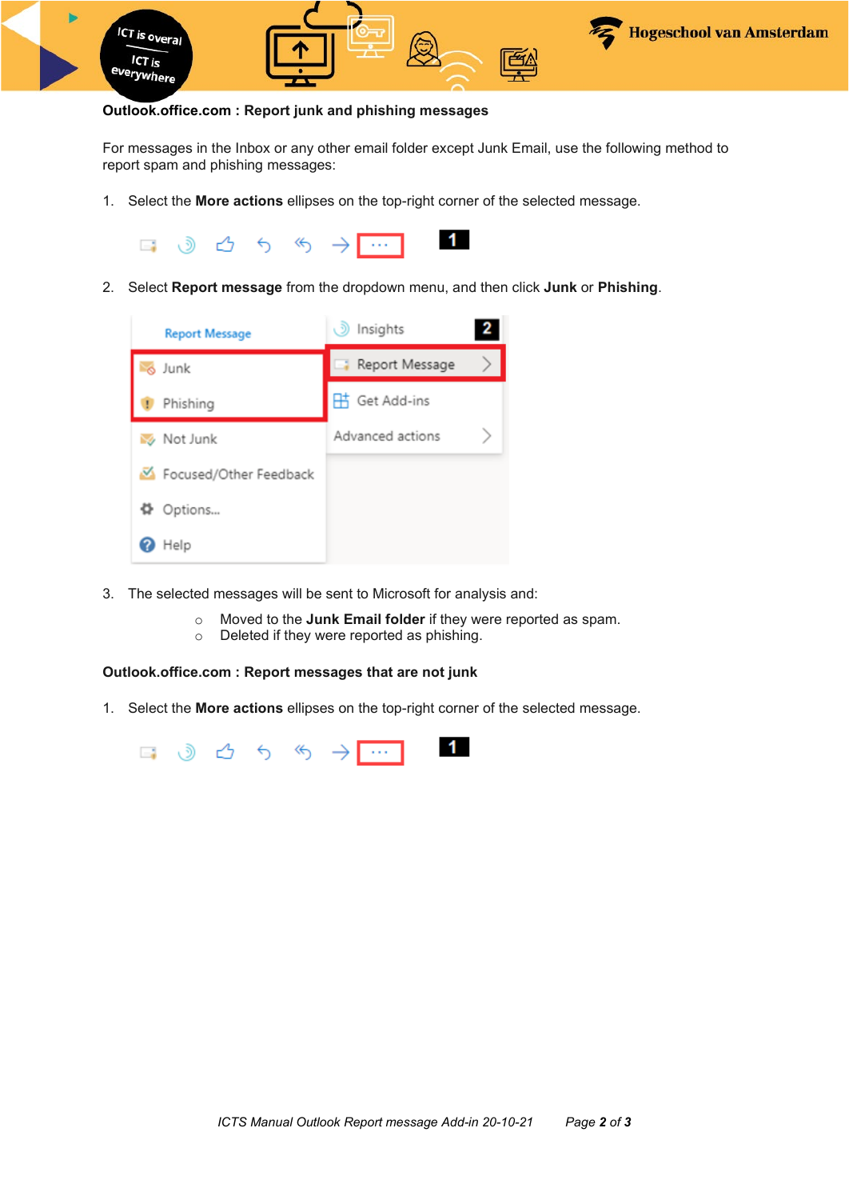**Outlook.office.com : Report junk and phishing messages**

For messages in the Inbox or any other email folder except Junk Email, use the following method to report spam and phishing messages:

1. Select the **More actions** ellipses on the top-right corner of the selected message.

2. Select **Report message** from the dropdown menu, and then click **Junk** or **Phishing**.

3. The selected messages will be sent to Microsoft for analysis and:
   - Moved to the **Junk Email folder** if they were reported as spam.
   - Deleted if they were reported as phishing.

**Outlook.office.com : Report messages that are not junk**

1. Select the **More actions** ellipses on the top-right corner of the selected message.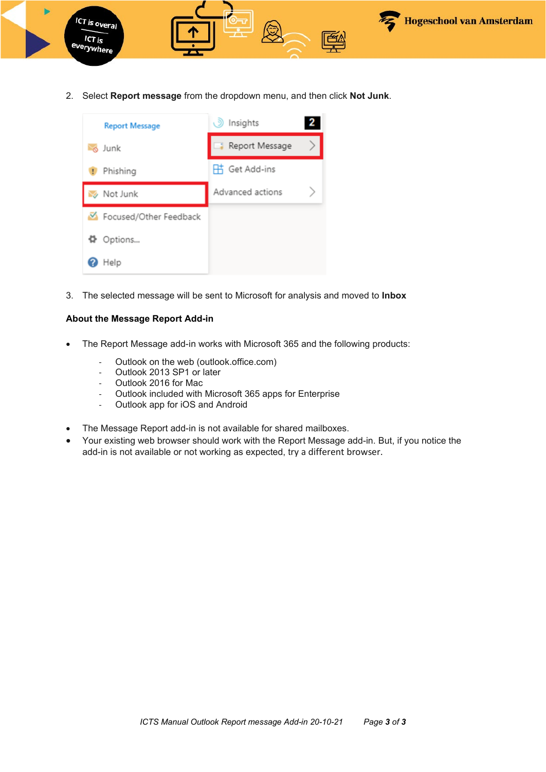2. Select **Report message** from the dropdown menu, and then click **Not Junk**.

3. The selected message will be sent to Microsoft for analysis and moved to **Inbox**

**About the Message Report Add-in**

- The Report Message add-in works with Microsoft 365 and the following products:
  - Outlook on the web (outlook.office.com)
  - Outlook 2013 SP1 or later
  - Outlook 2016 for Mac
  - Outlook included with Microsoft 365 apps for Enterprise
  - Outlook app for iOS and Android
- The Message Report add-in is not available for shared mailboxes.
- Your existing web browser should work with the Report Message add-in. But, if you notice the add-in is not available or not working as expected, try a different browser.